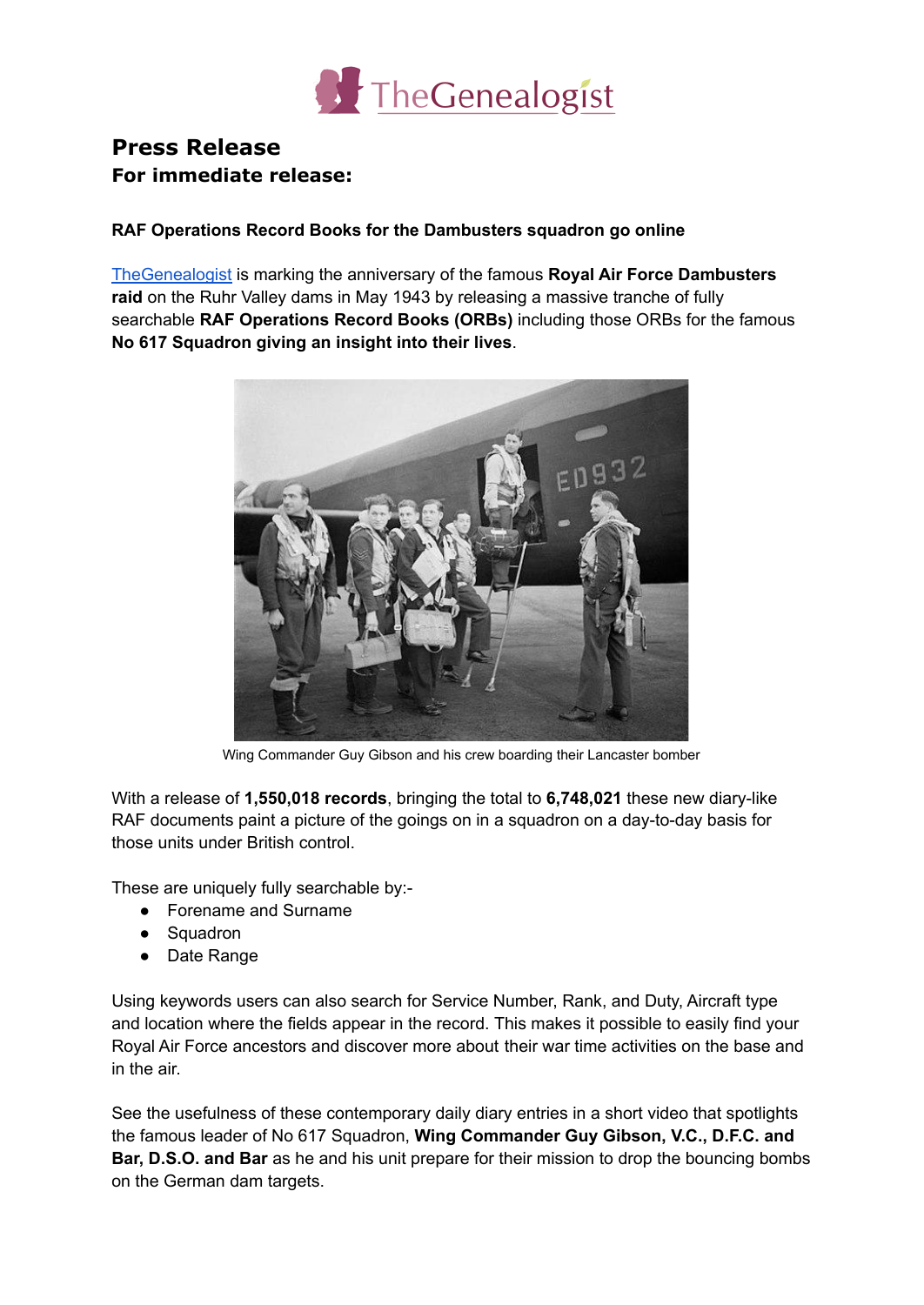# Press Release

## For immediate release:

**RAF Operations Record Books for the Dambusters squadron go online**

TheGenealogist is marking the anniversary of the famous **Royal Air Force Dambusters raid** on the Ruhr Valley dams in May 1943 by releasing a massive tranche of fully searchable **RAF Operations Record Books (ORBs)** including those ORBs for the famous **No 617 Squadron giving an insight into their lives**.

Wing Commander Guy Gibson and his crew boarding their Lancaster bomber

With a release of **1,550,018 records**, bringing the total to **6,748,021** these new diary-like RAF documents paint a picture of the goings on in a squadron on a day-to-day basis for those units under British control.

These are uniquely fully searchable by:-

- Forename and Surname
- Squadron
- Date Range

Using keywords users can also search for Service Number, Rank, and Duty, Aircraft type and location where the fields appear in the record. This makes it possible to easily find your Royal Air Force ancestors and discover more about their war time activities on the base and in the air.

See the usefulness of these contemporary daily diary entries in a short video that spotlights the famous leader of No 617 Squadron, **Wing Commander Guy Gibson, V.C., D.F.C. and Bar, D.S.O. and Bar** as he and his unit prepare for their mission to drop the bouncing bombs on the German dam targets.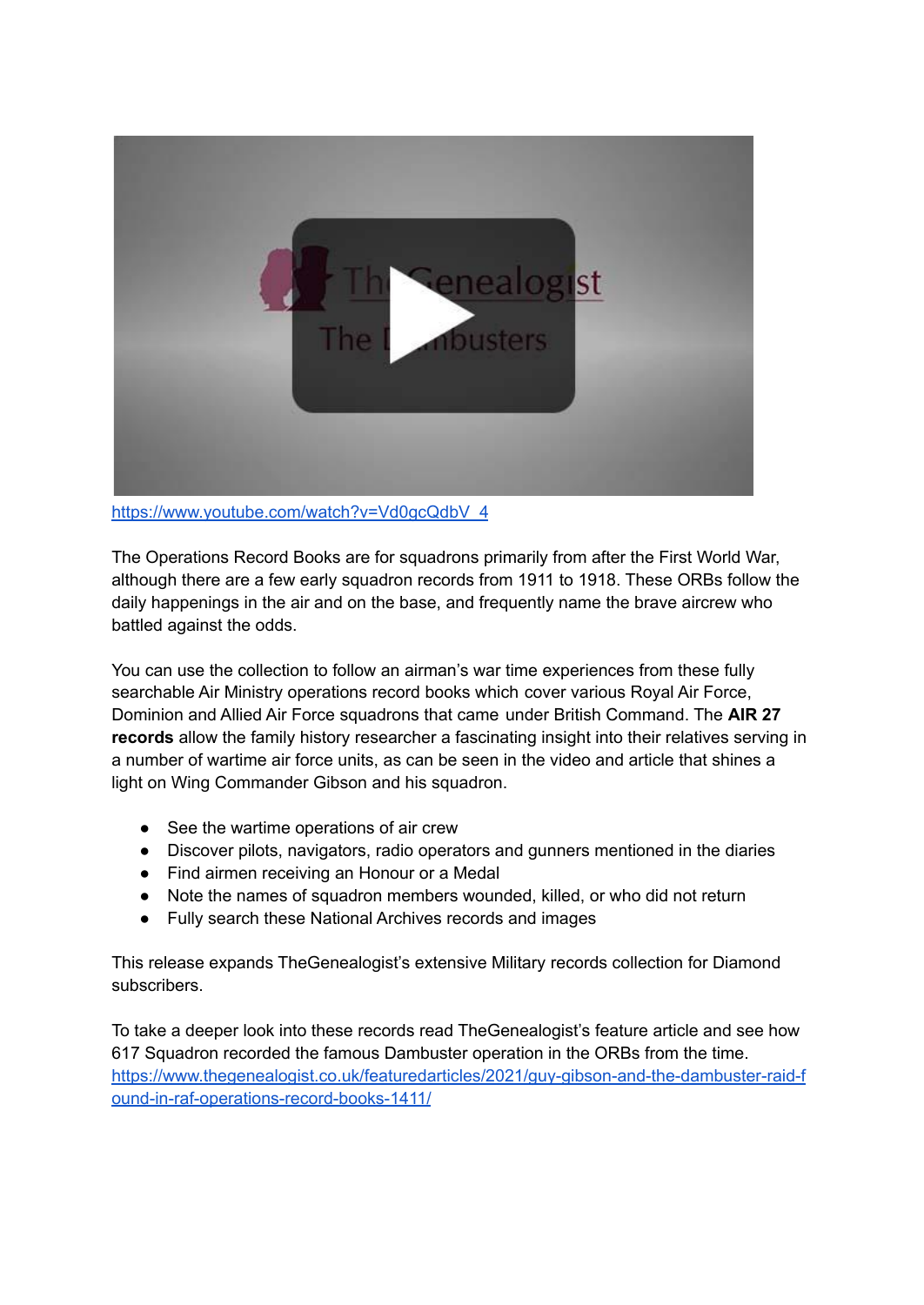https://www.youtube.com/watch?v=Vd0gcQdbV_4

The Operations Record Books are for squadrons primarily from after the First World War, although there are a few early squadron records from 1911 to 1918. These ORBs follow the daily happenings in the air and on the base, and frequently name the brave aircrew who battled against the odds.

You can use the collection to follow an airman's war time experiences from these fully searchable Air Ministry operations record books which cover various Royal Air Force, Dominion and Allied Air Force squadrons that came under British Command. The **AIR 27 records** allow the family history researcher a fascinating insight into their relatives serving in a number of wartime air force units, as can be seen in the video and article that shines a light on Wing Commander Gibson and his squadron.

- See the wartime operations of air crew
- Discover pilots, navigators, radio operators and gunners mentioned in the diaries
- Find airmen receiving an Honour or a Medal
- Note the names of squadron members wounded, killed, or who did not return
- Fully search these National Archives records and images

This release expands TheGenealogist's extensive Military records collection for Diamond subscribers.

To take a deeper look into these records read TheGenealogist's feature article and see how 617 Squadron recorded the famous Dambuster operation in the ORBs from the time.
https://www.thegenealogist.co.uk/featuredarticles/2021/guy-gibson-and-the-dambuster-raid-found-in-raf-operations-record-books-1411/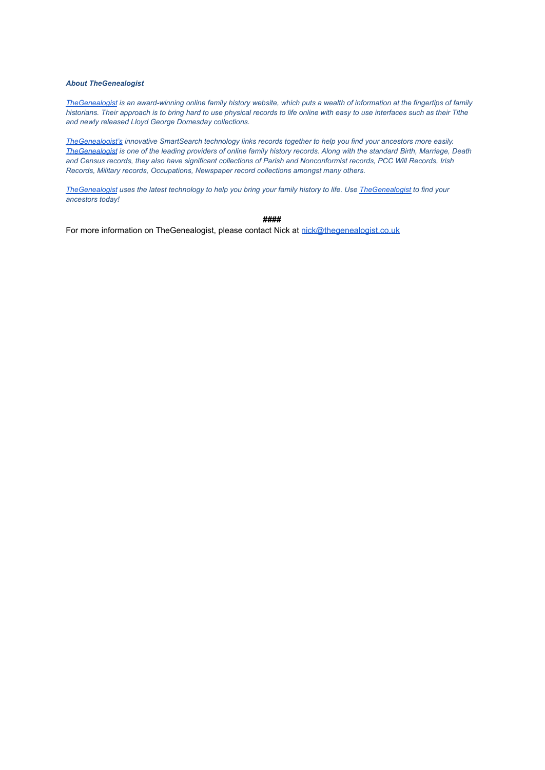***About TheGenealogist***

*TheGenealogist is an award-winning online family history website, which puts a wealth of information at the fingertips of family historians. Their approach is to bring hard to use physical records to life online with easy to use interfaces such as their Tithe and newly released Lloyd George Domesday collections.*

*TheGenealogist's innovative SmartSearch technology links records together to help you find your ancestors more easily. TheGenealogist is one of the leading providers of online family history records. Along with the standard Birth, Marriage, Death and Census records, they also have significant collections of Parish and Nonconformist records, PCC Will Records, Irish Records, Military records, Occupations, Newspaper record collections amongst many others.*

*TheGenealogist uses the latest technology to help you bring your family history to life. Use TheGenealogist to find your ancestors today!*

***####***

For more information on TheGenealogist, please contact Nick at nick@thegenealogist.co.uk